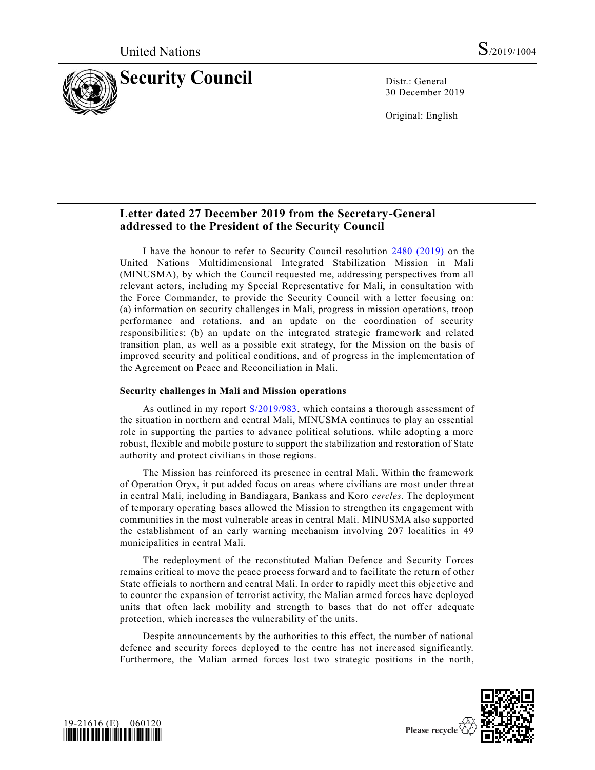United Nations S/2019/1004

# Security Council

Distr.: General
30 December 2019

Original: English

## Letter dated 27 December 2019 from the Secretary-General addressed to the President of the Security Council

I have the honour to refer to Security Council resolution 2480 (2019) on the United Nations Multidimensional Integrated Stabilization Mission in Mali (MINUSMA), by which the Council requested me, addressing perspectives from all relevant actors, including my Special Representative for Mali, in consultation with the Force Commander, to provide the Security Council with a letter focusing on: (a) information on security challenges in Mali, progress in mission operations, troop performance and rotations, and an update on the coordination of security responsibilities; (b) an update on the integrated strategic framework and related transition plan, as well as a possible exit strategy, for the Mission on the basis of improved security and political conditions, and of progress in the implementation of the Agreement on Peace and Reconciliation in Mali.

### Security challenges in Mali and Mission operations

As outlined in my report S/2019/983, which contains a thorough assessment of the situation in northern and central Mali, MINUSMA continues to play an essential role in supporting the parties to advance political solutions, while adopting a more robust, flexible and mobile posture to support the stabilization and restoration of State authority and protect civilians in those regions.

The Mission has reinforced its presence in central Mali. Within the framework of Operation Oryx, it put added focus on areas where civilians are most under threat in central Mali, including in Bandiagara, Bankass and Koro *cercles*. The deployment of temporary operating bases allowed the Mission to strengthen its engagement with communities in the most vulnerable areas in central Mali. MINUSMA also supported the establishment of an early warning mechanism involving 207 localities in 49 municipalities in central Mali.

The redeployment of the reconstituted Malian Defence and Security Forces remains critical to move the peace process forward and to facilitate the return of other State officials to northern and central Mali. In order to rapidly meet this objective and to counter the expansion of terrorist activity, the Malian armed forces have deployed units that often lack mobility and strength to bases that do not offer adequate protection, which increases the vulnerability of the units.

Despite announcements by the authorities to this effect, the number of national defence and security forces deployed to the centre has not increased significantly. Furthermore, the Malian armed forces lost two strategic positions in the north,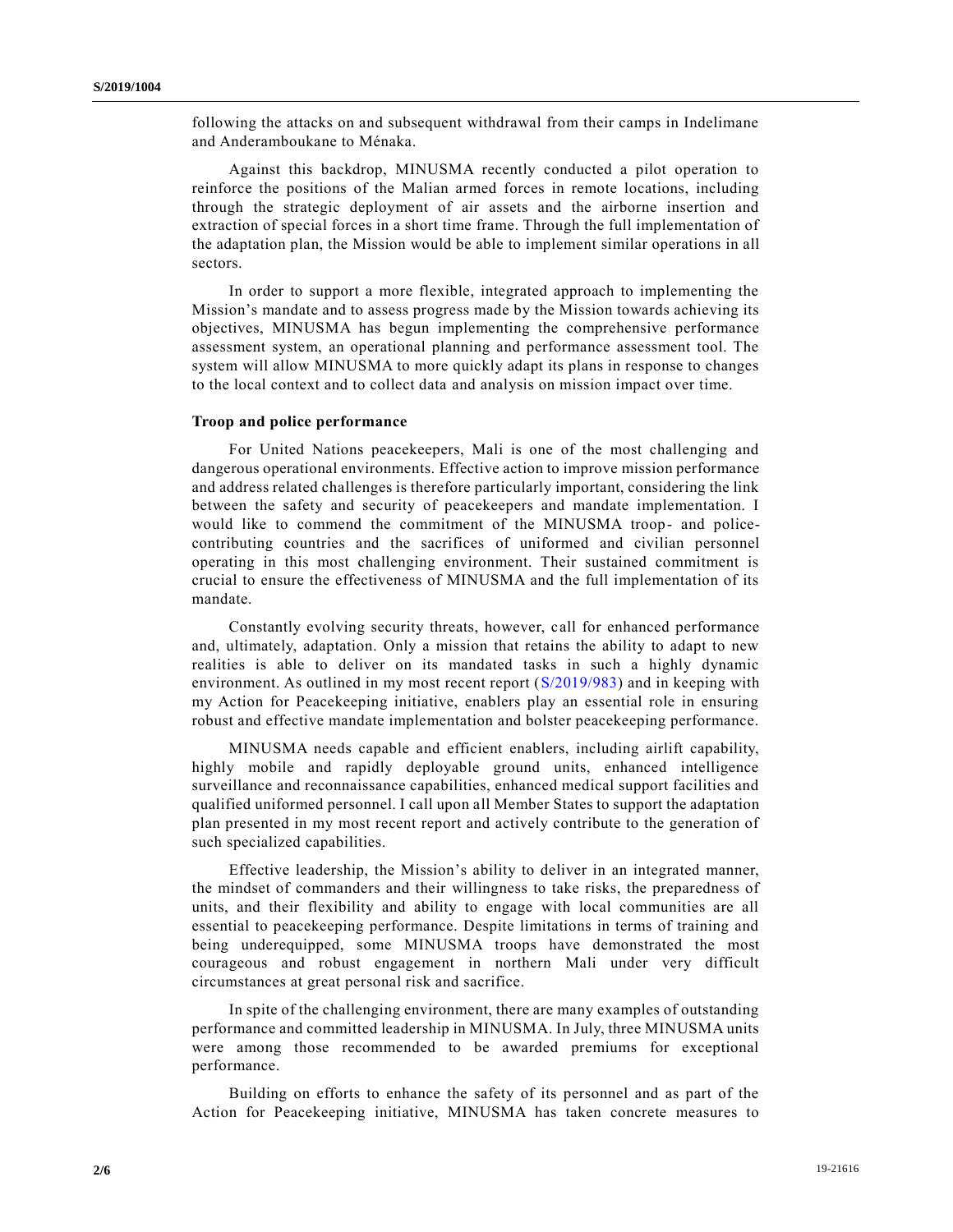following the attacks on and subsequent withdrawal from their camps in Indelimane and Anderamboukane to Ménaka.

Against this backdrop, MINUSMA recently conducted a pilot operation to reinforce the positions of the Malian armed forces in remote locations, including through the strategic deployment of air assets and the airborne insertion and extraction of special forces in a short time frame. Through the full implementation of the adaptation plan, the Mission would be able to implement similar operations in all sectors.

In order to support a more flexible, integrated approach to implementing the Mission's mandate and to assess progress made by the Mission towards achieving its objectives, MINUSMA has begun implementing the comprehensive performance assessment system, an operational planning and performance assessment tool. The system will allow MINUSMA to more quickly adapt its plans in response to changes to the local context and to collect data and analysis on mission impact over time.

**Troop and police performance**

For United Nations peacekeepers, Mali is one of the most challenging and dangerous operational environments. Effective action to improve mission performance and address related challenges is therefore particularly important, considering the link between the safety and security of peacekeepers and mandate implementation. I would like to commend the commitment of the MINUSMA troop- and police-contributing countries and the sacrifices of uniformed and civilian personnel operating in this most challenging environment. Their sustained commitment is crucial to ensure the effectiveness of MINUSMA and the full implementation of its mandate.

Constantly evolving security threats, however, call for enhanced performance and, ultimately, adaptation. Only a mission that retains the ability to adapt to new realities is able to deliver on its mandated tasks in such a highly dynamic environment. As outlined in my most recent report (S/2019/983) and in keeping with my Action for Peacekeeping initiative, enablers play an essential role in ensuring robust and effective mandate implementation and bolster peacekeeping performance.

MINUSMA needs capable and efficient enablers, including airlift capability, highly mobile and rapidly deployable ground units, enhanced intelligence surveillance and reconnaissance capabilities, enhanced medical support facilities and qualified uniformed personnel. I call upon all Member States to support the adaptation plan presented in my most recent report and actively contribute to the generation of such specialized capabilities.

Effective leadership, the Mission's ability to deliver in an integrated manner, the mindset of commanders and their willingness to take risks, the preparedness of units, and their flexibility and ability to engage with local communities are all essential to peacekeeping performance. Despite limitations in terms of training and being underequipped, some MINUSMA troops have demonstrated the most courageous and robust engagement in northern Mali under very difficult circumstances at great personal risk and sacrifice.

In spite of the challenging environment, there are many examples of outstanding performance and committed leadership in MINUSMA. In July, three MINUSMA units were among those recommended to be awarded premiums for exceptional performance.

Building on efforts to enhance the safety of its personnel and as part of the Action for Peacekeeping initiative, MINUSMA has taken concrete measures to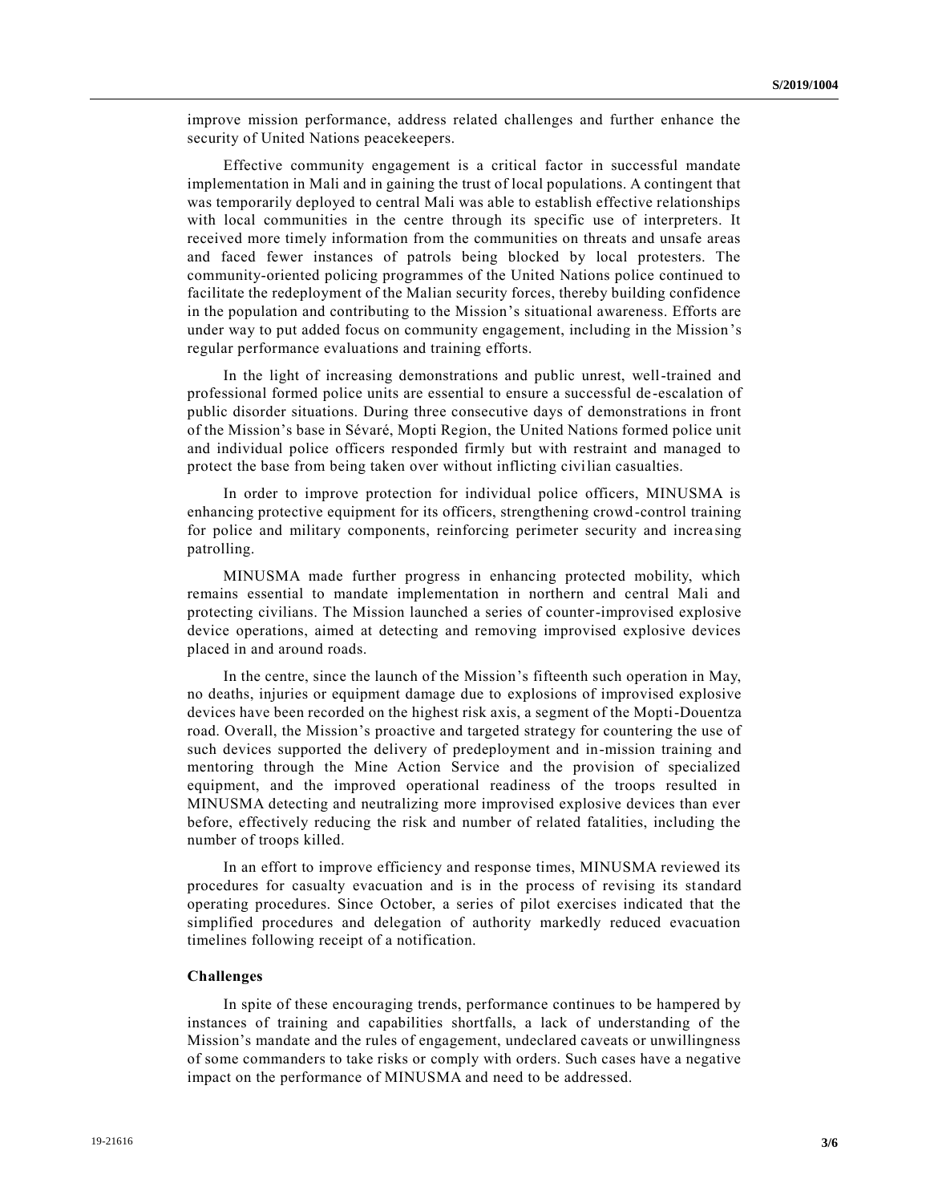improve mission performance, address related challenges and further enhance the security of United Nations peacekeepers.

Effective community engagement is a critical factor in successful mandate implementation in Mali and in gaining the trust of local populations. A contingent that was temporarily deployed to central Mali was able to establish effective relationships with local communities in the centre through its specific use of interpreters. It received more timely information from the communities on threats and unsafe areas and faced fewer instances of patrols being blocked by local protesters. The community-oriented policing programmes of the United Nations police continued to facilitate the redeployment of the Malian security forces, thereby building confidence in the population and contributing to the Mission's situational awareness. Efforts are under way to put added focus on community engagement, including in the Mission's regular performance evaluations and training efforts.

In the light of increasing demonstrations and public unrest, well-trained and professional formed police units are essential to ensure a successful de-escalation of public disorder situations. During three consecutive days of demonstrations in front of the Mission's base in Sévaré, Mopti Region, the United Nations formed police unit and individual police officers responded firmly but with restraint and managed to protect the base from being taken over without inflicting civilian casualties.

In order to improve protection for individual police officers, MINUSMA is enhancing protective equipment for its officers, strengthening crowd-control training for police and military components, reinforcing perimeter security and increasing patrolling.

MINUSMA made further progress in enhancing protected mobility, which remains essential to mandate implementation in northern and central Mali and protecting civilians. The Mission launched a series of counter-improvised explosive device operations, aimed at detecting and removing improvised explosive devices placed in and around roads.

In the centre, since the launch of the Mission's fifteenth such operation in May, no deaths, injuries or equipment damage due to explosions of improvised explosive devices have been recorded on the highest risk axis, a segment of the Mopti-Douentza road. Overall, the Mission's proactive and targeted strategy for countering the use of such devices supported the delivery of predeployment and in-mission training and mentoring through the Mine Action Service and the provision of specialized equipment, and the improved operational readiness of the troops resulted in MINUSMA detecting and neutralizing more improvised explosive devices than ever before, effectively reducing the risk and number of related fatalities, including the number of troops killed.

In an effort to improve efficiency and response times, MINUSMA reviewed its procedures for casualty evacuation and is in the process of revising its standard operating procedures. Since October, a series of pilot exercises indicated that the simplified procedures and delegation of authority markedly reduced evacuation timelines following receipt of a notification.

### Challenges

In spite of these encouraging trends, performance continues to be hampered by instances of training and capabilities shortfalls, a lack of understanding of the Mission's mandate and the rules of engagement, undeclared caveats or unwillingness of some commanders to take risks or comply with orders. Such cases have a negative impact on the performance of MINUSMA and need to be addressed.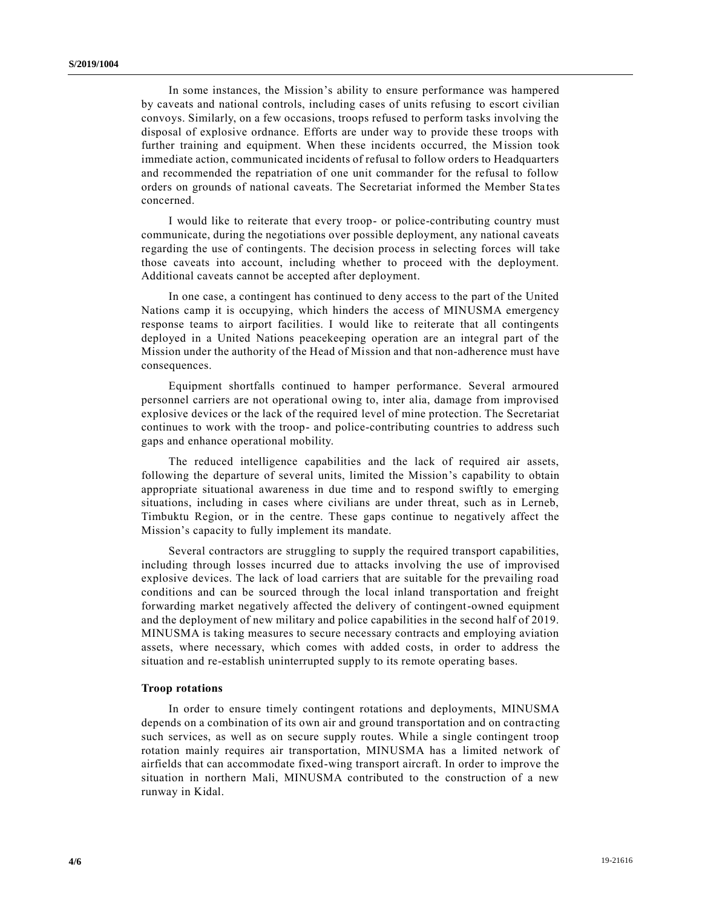In some instances, the Mission's ability to ensure performance was hampered by caveats and national controls, including cases of units refusing to escort civilian convoys. Similarly, on a few occasions, troops refused to perform tasks involving the disposal of explosive ordnance. Efforts are under way to provide these troops with further training and equipment. When these incidents occurred, the Mission took immediate action, communicated incidents of refusal to follow orders to Headquarters and recommended the repatriation of one unit commander for the refusal to follow orders on grounds of national caveats. The Secretariat informed the Member States concerned.

I would like to reiterate that every troop- or police-contributing country must communicate, during the negotiations over possible deployment, any national caveats regarding the use of contingents. The decision process in selecting forces will take those caveats into account, including whether to proceed with the deployment. Additional caveats cannot be accepted after deployment.

In one case, a contingent has continued to deny access to the part of the United Nations camp it is occupying, which hinders the access of MINUSMA emergency response teams to airport facilities. I would like to reiterate that all contingents deployed in a United Nations peacekeeping operation are an integral part of the Mission under the authority of the Head of Mission and that non-adherence must have consequences.

Equipment shortfalls continued to hamper performance. Several armoured personnel carriers are not operational owing to, inter alia, damage from improvised explosive devices or the lack of the required level of mine protection. The Secretariat continues to work with the troop- and police-contributing countries to address such gaps and enhance operational mobility.

The reduced intelligence capabilities and the lack of required air assets, following the departure of several units, limited the Mission's capability to obtain appropriate situational awareness in due time and to respond swiftly to emerging situations, including in cases where civilians are under threat, such as in Lerneb, Timbuktu Region, or in the centre. These gaps continue to negatively affect the Mission's capacity to fully implement its mandate.

Several contractors are struggling to supply the required transport capabilities, including through losses incurred due to attacks involving the use of improvised explosive devices. The lack of load carriers that are suitable for the prevailing road conditions and can be sourced through the local inland transportation and freight forwarding market negatively affected the delivery of contingent-owned equipment and the deployment of new military and police capabilities in the second half of 2019. MINUSMA is taking measures to secure necessary contracts and employing aviation assets, where necessary, which comes with added costs, in order to address the situation and re-establish uninterrupted supply to its remote operating bases.

### Troop rotations

In order to ensure timely contingent rotations and deployments, MINUSMA depends on a combination of its own air and ground transportation and on contracting such services, as well as on secure supply routes. While a single contingent troop rotation mainly requires air transportation, MINUSMA has a limited network of airfields that can accommodate fixed-wing transport aircraft. In order to improve the situation in northern Mali, MINUSMA contributed to the construction of a new runway in Kidal.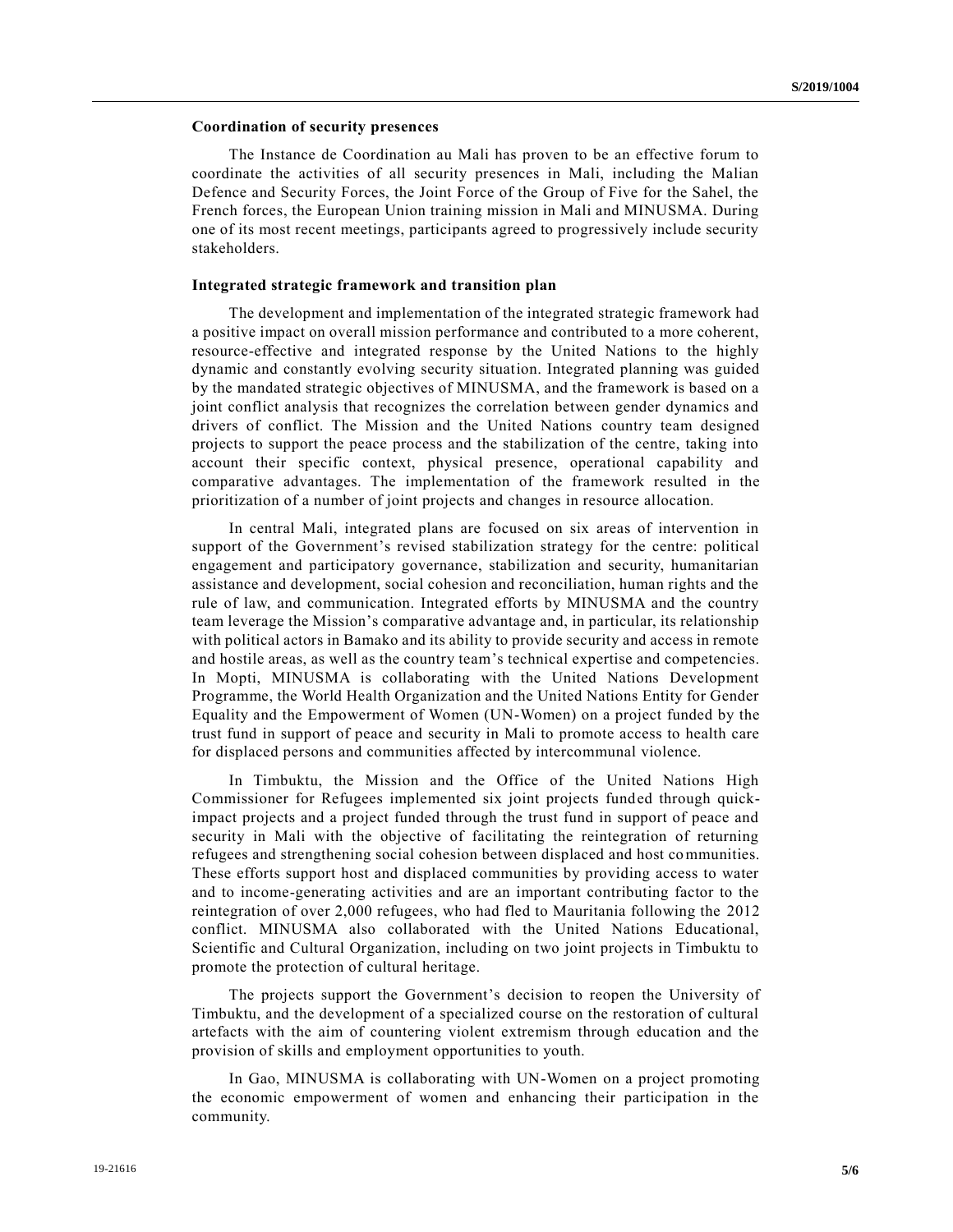### Coordination of security presences

The Instance de Coordination au Mali has proven to be an effective forum to coordinate the activities of all security presences in Mali, including the Malian Defence and Security Forces, the Joint Force of the Group of Five for the Sahel, the French forces, the European Union training mission in Mali and MINUSMA. During one of its most recent meetings, participants agreed to progressively include security stakeholders.

### Integrated strategic framework and transition plan

The development and implementation of the integrated strategic framework had a positive impact on overall mission performance and contributed to a more coherent, resource-effective and integrated response by the United Nations to the highly dynamic and constantly evolving security situation. Integrated planning was guided by the mandated strategic objectives of MINUSMA, and the framework is based on a joint conflict analysis that recognizes the correlation between gender dynamics and drivers of conflict. The Mission and the United Nations country team designed projects to support the peace process and the stabilization of the centre, taking into account their specific context, physical presence, operational capability and comparative advantages. The implementation of the framework resulted in the prioritization of a number of joint projects and changes in resource allocation.

In central Mali, integrated plans are focused on six areas of intervention in support of the Government's revised stabilization strategy for the centre: political engagement and participatory governance, stabilization and security, humanitarian assistance and development, social cohesion and reconciliation, human rights and the rule of law, and communication. Integrated efforts by MINUSMA and the country team leverage the Mission's comparative advantage and, in particular, its relationship with political actors in Bamako and its ability to provide security and access in remote and hostile areas, as well as the country team's technical expertise and competencies. In Mopti, MINUSMA is collaborating with the United Nations Development Programme, the World Health Organization and the United Nations Entity for Gender Equality and the Empowerment of Women (UN-Women) on a project funded by the trust fund in support of peace and security in Mali to promote access to health care for displaced persons and communities affected by intercommunal violence.

In Timbuktu, the Mission and the Office of the United Nations High Commissioner for Refugees implemented six joint projects funded through quick-impact projects and a project funded through the trust fund in support of peace and security in Mali with the objective of facilitating the reintegration of returning refugees and strengthening social cohesion between displaced and host communities. These efforts support host and displaced communities by providing access to water and to income-generating activities and are an important contributing factor to the reintegration of over 2,000 refugees, who had fled to Mauritania following the 2012 conflict. MINUSMA also collaborated with the United Nations Educational, Scientific and Cultural Organization, including on two joint projects in Timbuktu to promote the protection of cultural heritage.

The projects support the Government's decision to reopen the University of Timbuktu, and the development of a specialized course on the restoration of cultural artefacts with the aim of countering violent extremism through education and the provision of skills and employment opportunities to youth.

In Gao, MINUSMA is collaborating with UN-Women on a project promoting the economic empowerment of women and enhancing their participation in the community.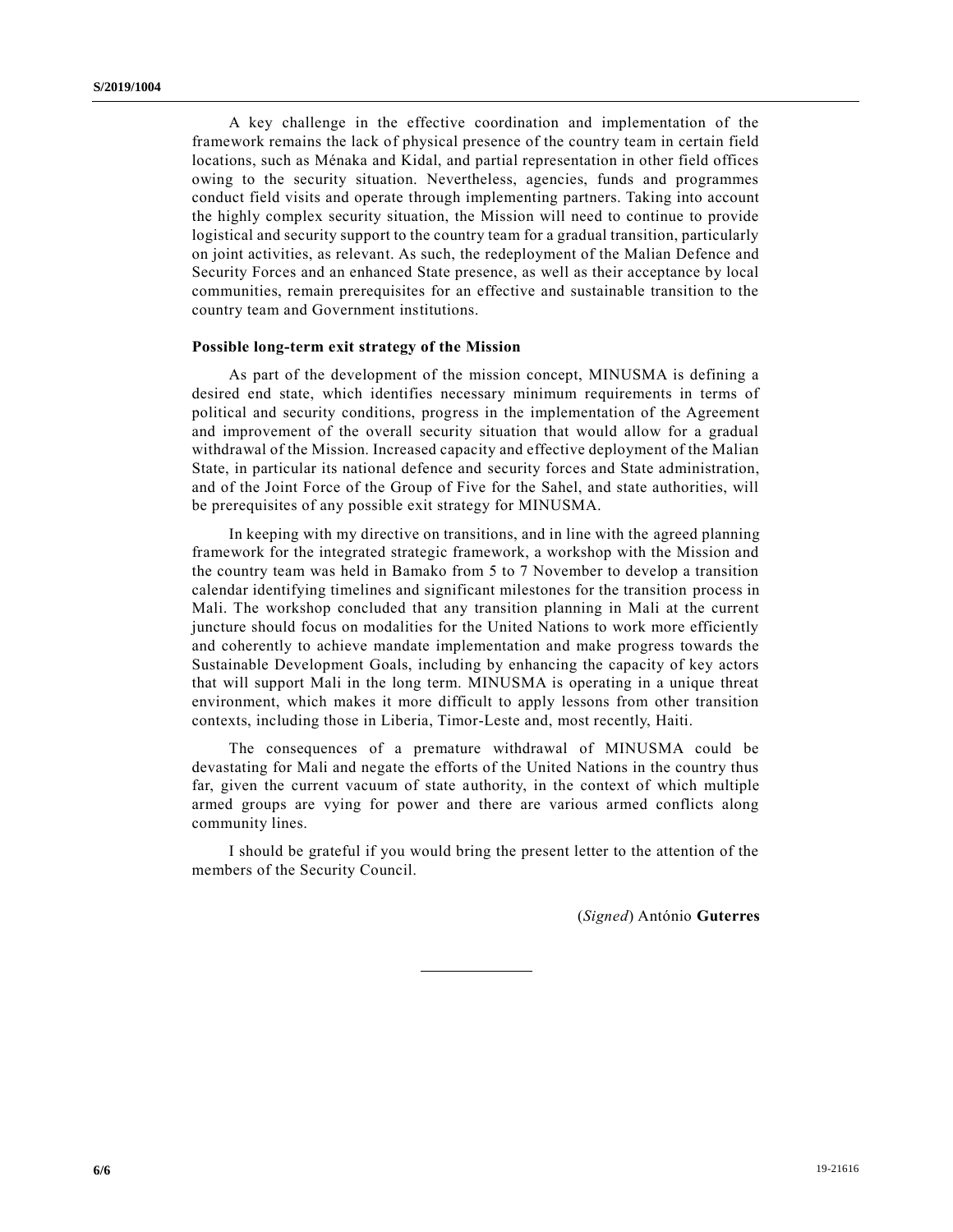A key challenge in the effective coordination and implementation of the framework remains the lack of physical presence of the country team in certain field locations, such as Ménaka and Kidal, and partial representation in other field offices owing to the security situation. Nevertheless, agencies, funds and programmes conduct field visits and operate through implementing partners. Taking into account the highly complex security situation, the Mission will need to continue to provide logistical and security support to the country team for a gradual transition, particularly on joint activities, as relevant. As such, the redeployment of the Malian Defence and Security Forces and an enhanced State presence, as well as their acceptance by local communities, remain prerequisites for an effective and sustainable transition to the country team and Government institutions.

**Possible long-term exit strategy of the Mission**

As part of the development of the mission concept, MINUSMA is defining a desired end state, which identifies necessary minimum requirements in terms of political and security conditions, progress in the implementation of the Agreement and improvement of the overall security situation that would allow for a gradual withdrawal of the Mission. Increased capacity and effective deployment of the Malian State, in particular its national defence and security forces and State administration, and of the Joint Force of the Group of Five for the Sahel, and state authorities, will be prerequisites of any possible exit strategy for MINUSMA.

In keeping with my directive on transitions, and in line with the agreed planning framework for the integrated strategic framework, a workshop with the Mission and the country team was held in Bamako from 5 to 7 November to develop a transition calendar identifying timelines and significant milestones for the transition process in Mali. The workshop concluded that any transition planning in Mali at the current juncture should focus on modalities for the United Nations to work more efficiently and coherently to achieve mandate implementation and make progress towards the Sustainable Development Goals, including by enhancing the capacity of key actors that will support Mali in the long term. MINUSMA is operating in a unique threat environment, which makes it more difficult to apply lessons from other transition contexts, including those in Liberia, Timor-Leste and, most recently, Haiti.

The consequences of a premature withdrawal of MINUSMA could be devastating for Mali and negate the efforts of the United Nations in the country thus far, given the current vacuum of state authority, in the context of which multiple armed groups are vying for power and there are various armed conflicts along community lines.

I should be grateful if you would bring the present letter to the attention of the members of the Security Council.

(*Signed*) António **Guterres**